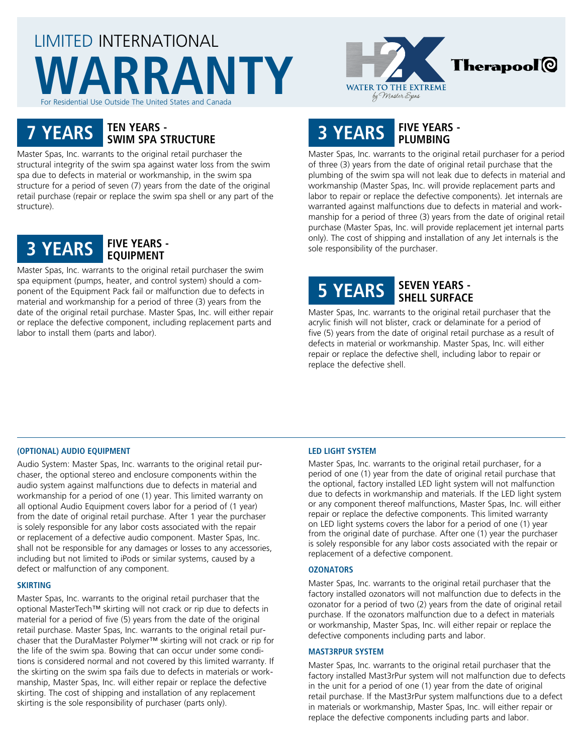# LIMITED INTERNATIONAL WARRANTY

For Residential Use Outside The United States and Canada

H2X WATER TO THE EXTREME by Master Spas

Therapool

## 7 YEARS — TEN YEARS - SWIM SPA STRUCTURE

Master Spas, Inc. warrants to the original retail purchaser the structural integrity of the swim spa against water loss from the swim spa due to defects in material or workmanship, in the swim spa structure for a period of seven (7) years from the date of the original retail purchase (repair or replace the swim spa shell or any part of the structure).

## 3 YEARS — FIVE YEARS - EQUIPMENT

Master Spas, Inc. warrants to the original retail purchaser the swim spa equipment (pumps, heater, and control system) should a component of the Equipment Pack fail or malfunction due to defects in material and workmanship for a period of three (3) years from the date of the original retail purchase. Master Spas, Inc. will either repair or replace the defective component, including replacement parts and labor to install them (parts and labor).

## 3 YEARS — FIVE YEARS - PLUMBING

Master Spas, Inc. warrants to the original retail purchaser for a period of three (3) years from the date of original retail purchase that the plumbing of the swim spa will not leak due to defects in material and workmanship (Master Spas, Inc. will provide replacement parts and labor to repair or replace the defective components). Jet internals are warranted against malfunctions due to defects in material and workmanship for a period of three (3) years from the date of original retail purchase (Master Spas, Inc. will provide replacement jet internal parts only). The cost of shipping and installation of any Jet internals is the sole responsibility of the purchaser.

## 5 YEARS — SEVEN YEARS - SHELL SURFACE

Master Spas, Inc. warrants to the original retail purchaser that the acrylic finish will not blister, crack or delaminate for a period of five (5) years from the date of original retail purchase as a result of defects in material or workmanship. Master Spas, Inc. will either repair or replace the defective shell, including labor to repair or replace the defective shell.

### (OPTIONAL) AUDIO EQUIPMENT

Audio System: Master Spas, Inc. warrants to the original retail purchaser, the optional stereo and enclosure components within the audio system against malfunctions due to defects in material and workmanship for a period of one (1) year. This limited warranty on all optional Audio Equipment covers labor for a period of (1 year) from the date of original retail purchase. After 1 year the purchaser is solely responsible for any labor costs associated with the repair or replacement of a defective audio component. Master Spas, Inc. shall not be responsible for any damages or losses to any accessories, including but not limited to iPods or similar systems, caused by a defect or malfunction of any component.

### SKIRTING

Master Spas, Inc. warrants to the original retail purchaser that the optional MasterTech™ skirting will not crack or rip due to defects in material for a period of five (5) years from the date of the original retail purchase. Master Spas, Inc. warrants to the original retail purchaser that the DuraMaster Polymer™ skirting will not crack or rip for the life of the swim spa. Bowing that can occur under some conditions is considered normal and not covered by this limited warranty. If the skirting on the swim spa fails due to defects in materials or workmanship, Master Spas, Inc. will either repair or replace the defective skirting. The cost of shipping and installation of any replacement skirting is the sole responsibility of purchaser (parts only).

### LED LIGHT SYSTEM

Master Spas, Inc. warrants to the original retail purchaser, for a period of one (1) year from the date of original retail purchase that the optional, factory installed LED light system will not malfunction due to defects in workmanship and materials. If the LED light system or any component thereof malfunctions, Master Spas, Inc. will either repair or replace the defective components. This limited warranty on LED light systems covers the labor for a period of one (1) year from the original date of purchase. After one (1) year the purchaser is solely responsible for any labor costs associated with the repair or replacement of a defective component.

### OZONATORS

Master Spas, Inc. warrants to the original retail purchaser that the factory installed ozonators will not malfunction due to defects in the ozonator for a period of two (2) years from the date of original retail purchase. If the ozonators malfunction due to a defect in materials or workmanship, Master Spas, Inc. will either repair or replace the defective components including parts and labor.

### MAST3RPUR SYSTEM

Master Spas, Inc. warrants to the original retail purchaser that the factory installed Mast3rPur system will not malfunction due to defects in the unit for a period of one (1) year from the date of original retail purchase. If the Mast3rPur system malfunctions due to a defect in materials or workmanship, Master Spas, Inc. will either repair or replace the defective components including parts and labor.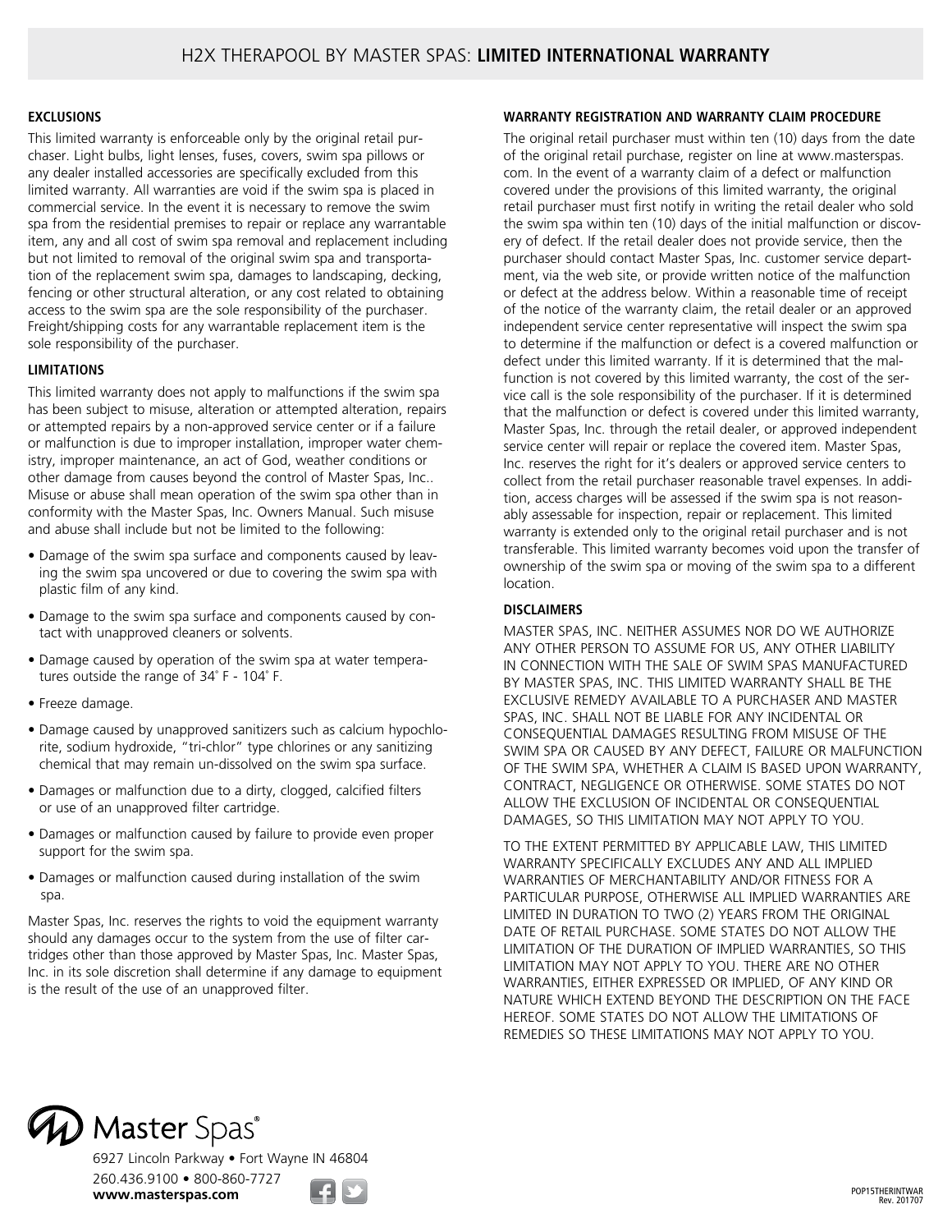# H2X THERAPOOL BY MASTER SPAS: **LIMITED INTERNATIONAL WARRANTY**

**EXCLUSIONS**

This limited warranty is enforceable only by the original retail purchaser. Light bulbs, light lenses, fuses, covers, swim spa pillows or any dealer installed accessories are specifically excluded from this limited warranty. All warranties are void if the swim spa is placed in commercial service. In the event it is necessary to remove the swim spa from the residential premises to repair or replace any warrantable item, any and all cost of swim spa removal and replacement including but not limited to removal of the original swim spa and transportation of the replacement swim spa, damages to landscaping, decking, fencing or other structural alteration, or any cost related to obtaining access to the swim spa are the sole responsibility of the purchaser. Freight/shipping costs for any warrantable replacement item is the sole responsibility of the purchaser.

**LIMITATIONS**

This limited warranty does not apply to malfunctions if the swim spa has been subject to misuse, alteration or attempted alteration, repairs or attempted repairs by a non-approved service center or if a failure or malfunction is due to improper installation, improper water chemistry, improper maintenance, an act of God, weather conditions or other damage from causes beyond the control of Master Spas, Inc.. Misuse or abuse shall mean operation of the swim spa other than in conformity with the Master Spas, Inc. Owners Manual. Such misuse and abuse shall include but not be limited to the following:

- Damage of the swim spa surface and components caused by leaving the swim spa uncovered or due to covering the swim spa with plastic film of any kind.
- Damage to the swim spa surface and components caused by contact with unapproved cleaners or solvents.
- Damage caused by operation of the swim spa at water temperatures outside the range of 34˚ F - 104˚ F.
- Freeze damage.
- Damage caused by unapproved sanitizers such as calcium hypochlorite, sodium hydroxide, "tri-chlor" type chlorines or any sanitizing chemical that may remain un-dissolved on the swim spa surface.
- Damages or malfunction due to a dirty, clogged, calcified filters or use of an unapproved filter cartridge.
- Damages or malfunction caused by failure to provide even proper support for the swim spa.
- Damages or malfunction caused during installation of the swim spa.

Master Spas, Inc. reserves the rights to void the equipment warranty should any damages occur to the system from the use of filter cartridges other than those approved by Master Spas, Inc. Master Spas, Inc. in its sole discretion shall determine if any damage to equipment is the result of the use of an unapproved filter.

**WARRANTY REGISTRATION AND WARRANTY CLAIM PROCEDURE**

The original retail purchaser must within ten (10) days from the date of the original retail purchase, register on line at www.masterspas.com. In the event of a warranty claim of a defect or malfunction covered under the provisions of this limited warranty, the original retail purchaser must first notify in writing the retail dealer who sold the swim spa within ten (10) days of the initial malfunction or discovery of defect. If the retail dealer does not provide service, then the purchaser should contact Master Spas, Inc. customer service department, via the web site, or provide written notice of the malfunction or defect at the address below. Within a reasonable time of receipt of the notice of the warranty claim, the retail dealer or an approved independent service center representative will inspect the swim spa to determine if the malfunction or defect is a covered malfunction or defect under this limited warranty. If it is determined that the malfunction is not covered by this limited warranty, the cost of the service call is the sole responsibility of the purchaser. If it is determined that the malfunction or defect is covered under this limited warranty, Master Spas, Inc. through the retail dealer, or approved independent service center will repair or replace the covered item. Master Spas, Inc. reserves the right for it's dealers or approved service centers to collect from the retail purchaser reasonable travel expenses. In addition, access charges will be assessed if the swim spa is not reasonably assessable for inspection, repair or replacement. This limited warranty is extended only to the original retail purchaser and is not transferable. This limited warranty becomes void upon the transfer of ownership of the swim spa or moving of the swim spa to a different location.

**DISCLAIMERS**

MASTER SPAS, INC. NEITHER ASSUMES NOR DO WE AUTHORIZE ANY OTHER PERSON TO ASSUME FOR US, ANY OTHER LIABILITY IN CONNECTION WITH THE SALE OF SWIM SPAS MANUFACTURED BY MASTER SPAS, INC. THIS LIMITED WARRANTY SHALL BE THE EXCLUSIVE REMEDY AVAILABLE TO A PURCHASER AND MASTER SPAS, INC. SHALL NOT BE LIABLE FOR ANY INCIDENTAL OR CONSEQUENTIAL DAMAGES RESULTING FROM MISUSE OF THE SWIM SPA OR CAUSED BY ANY DEFECT, FAILURE OR MALFUNCTION OF THE SWIM SPA, WHETHER A CLAIM IS BASED UPON WARRANTY, CONTRACT, NEGLIGENCE OR OTHERWISE. SOME STATES DO NOT ALLOW THE EXCLUSION OF INCIDENTAL OR CONSEQUENTIAL DAMAGES, SO THIS LIMITATION MAY NOT APPLY TO YOU.

TO THE EXTENT PERMITTED BY APPLICABLE LAW, THIS LIMITED WARRANTY SPECIFICALLY EXCLUDES ANY AND ALL IMPLIED WARRANTIES OF MERCHANTABILITY AND/OR FITNESS FOR A PARTICULAR PURPOSE, OTHERWISE ALL IMPLIED WARRANTIES ARE LIMITED IN DURATION TO TWO (2) YEARS FROM THE ORIGINAL DATE OF RETAIL PURCHASE. SOME STATES DO NOT ALLOW THE LIMITATION OF THE DURATION OF IMPLIED WARRANTIES, SO THIS LIMITATION MAY NOT APPLY TO YOU. THERE ARE NO OTHER WARRANTIES, EITHER EXPRESSED OR IMPLIED, OF ANY KIND OR NATURE WHICH EXTEND BEYOND THE DESCRIPTION ON THE FACE HEREOF. SOME STATES DO NOT ALLOW THE LIMITATIONS OF REMEDIES SO THESE LIMITATIONS MAY NOT APPLY TO YOU.

Master Spas®

6927 Lincoln Parkway • Fort Wayne IN 46804

260.436.9100 • 800-860-7727

**www.masterspas.com**

POP15THERINTWAR
Rev. 201707